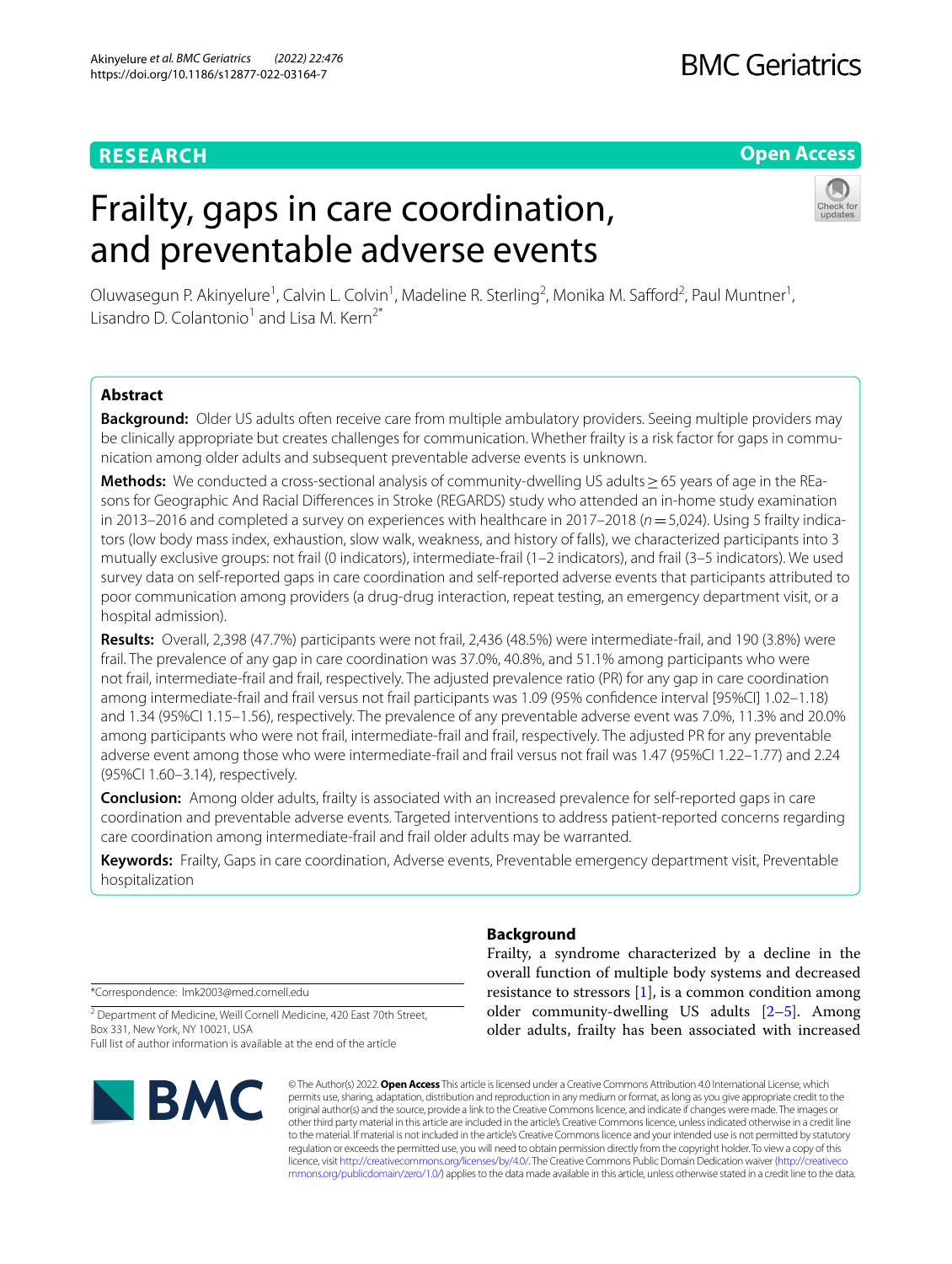RESEARCH

Open Access

# Frailty, gaps in care coordination, and preventable adverse events

Oluwasegun P. Akinyelure[1], Calvin L. Colvin[1], Madeline R. Sterling[2], Monika M. Safford[2], Paul Muntner[1], Lisandro D. Colantonio[1] and Lisa M. Kern[2*]

## Abstract

**Background:** Older US adults often receive care from multiple ambulatory providers. Seeing multiple providers may be clinically appropriate but creates challenges for communication. Whether frailty is a risk factor for gaps in communication among older adults and subsequent preventable adverse events is unknown.

**Methods:** We conducted a cross-sectional analysis of community-dwelling US adults ≥ 65 years of age in the REasons for Geographic And Racial Differences in Stroke (REGARDS) study who attended an in-home study examination in 2013–2016 and completed a survey on experiences with healthcare in 2017–2018 ($n = 5,024$). Using 5 frailty indicators (low body mass index, exhaustion, slow walk, weakness, and history of falls), we characterized participants into 3 mutually exclusive groups: not frail (0 indicators), intermediate-frail (1–2 indicators), and frail (3–5 indicators). We used survey data on self-reported gaps in care coordination and self-reported adverse events that participants attributed to poor communication among providers (a drug-drug interaction, repeat testing, an emergency department visit, or a hospital admission).

**Results:** Overall, 2,398 (47.7%) participants were not frail, 2,436 (48.5%) were intermediate-frail, and 190 (3.8%) were frail. The prevalence of any gap in care coordination was 37.0%, 40.8%, and 51.1% among participants who were not frail, intermediate-frail and frail, respectively. The adjusted prevalence ratio (PR) for any gap in care coordination among intermediate-frail and frail versus not frail participants was 1.09 (95% confidence interval [95%CI] 1.02–1.18) and 1.34 (95%CI 1.15–1.56), respectively. The prevalence of any preventable adverse event was 7.0%, 11.3% and 20.0% among participants who were not frail, intermediate-frail and frail, respectively. The adjusted PR for any preventable adverse event among those who were intermediate-frail and frail versus not frail was 1.47 (95%CI 1.22–1.77) and 2.24 (95%CI 1.60–3.14), respectively.

**Conclusion:** Among older adults, frailty is associated with an increased prevalence for self-reported gaps in care coordination and preventable adverse events. Targeted interventions to address patient-reported concerns regarding care coordination among intermediate-frail and frail older adults may be warranted.

**Keywords:** Frailty, Gaps in care coordination, Adverse events, Preventable emergency department visit, Preventable hospitalization

## Background

Frailty, a syndrome characterized by a decline in the overall function of multiple body systems and decreased resistance to stressors [1], is a common condition among older community-dwelling US adults [2–5]. Among older adults, frailty has been associated with increased

*Correspondence: lmk2003@med.cornell.edu

[2] Department of Medicine, Weill Cornell Medicine, 420 East 70th Street, Box 331, New York, NY 10021, USA

Full list of author information is available at the end of the article

© The Author(s) 2022. **Open Access** This article is licensed under a Creative Commons Attribution 4.0 International License, which permits use, sharing, adaptation, distribution and reproduction in any medium or format, as long as you give appropriate credit to the original author(s) and the source, provide a link to the Creative Commons licence, and indicate if changes were made. The images or other third party material in this article are included in the article's Creative Commons licence, unless indicated otherwise in a credit line to the material. If material is not included in the article's Creative Commons licence and your intended use is not permitted by statutory regulation or exceeds the permitted use, you will need to obtain permission directly from the copyright holder. To view a copy of this licence, visit http://creativecommons.org/licenses/by/4.0/. The Creative Commons Public Domain Dedication waiver (http://creativecommons.org/publicdomain/zero/1.0/) applies to the data made available in this article, unless otherwise stated in a credit line to the data.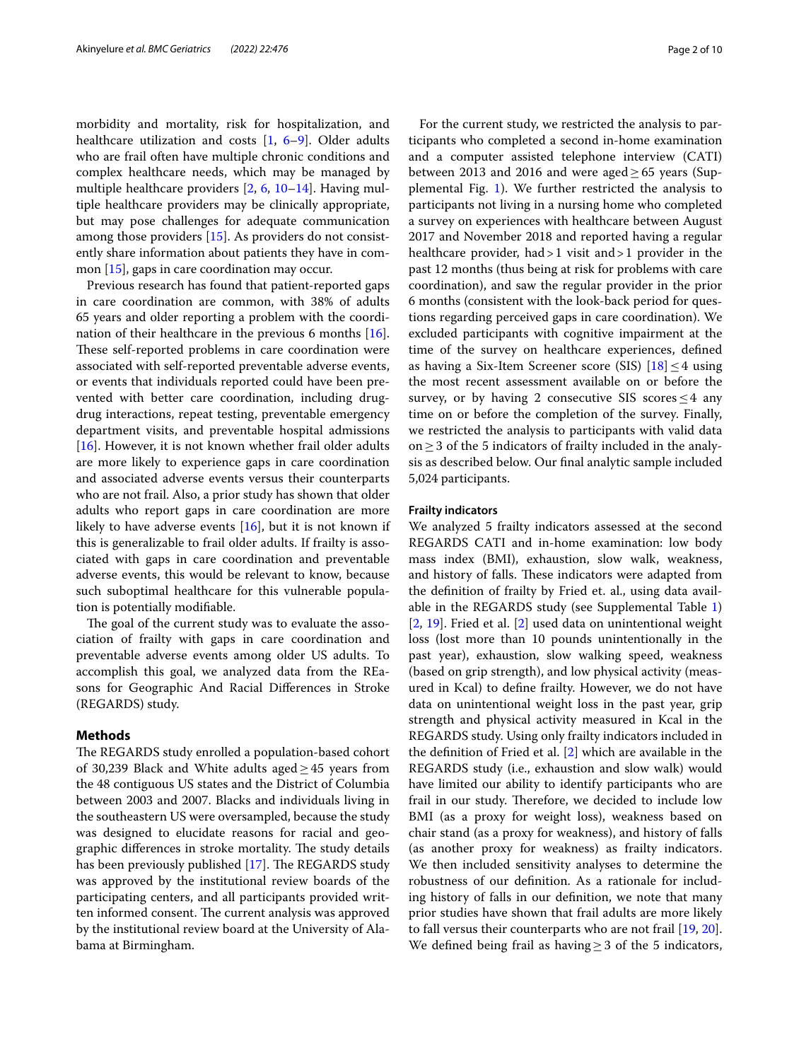morbidity and mortality, risk for hospitalization, and healthcare utilization and costs [1, 6–9]. Older adults who are frail often have multiple chronic conditions and complex healthcare needs, which may be managed by multiple healthcare providers [2, 6, 10–14]. Having multiple healthcare providers may be clinically appropriate, but may pose challenges for adequate communication among those providers [15]. As providers do not consistently share information about patients they have in common [15], gaps in care coordination may occur.

Previous research has found that patient-reported gaps in care coordination are common, with 38% of adults 65 years and older reporting a problem with the coordination of their healthcare in the previous 6 months [16]. These self-reported problems in care coordination were associated with self-reported preventable adverse events, or events that individuals reported could have been prevented with better care coordination, including drug-drug interactions, repeat testing, preventable emergency department visits, and preventable hospital admissions [16]. However, it is not known whether frail older adults are more likely to experience gaps in care coordination and associated adverse events versus their counterparts who are not frail. Also, a prior study has shown that older adults who report gaps in care coordination are more likely to have adverse events [16], but it is not known if this is generalizable to frail older adults. If frailty is associated with gaps in care coordination and preventable adverse events, this would be relevant to know, because such suboptimal healthcare for this vulnerable population is potentially modifiable.

The goal of the current study was to evaluate the association of frailty with gaps in care coordination and preventable adverse events among older US adults. To accomplish this goal, we analyzed data from the REasons for Geographic And Racial Differences in Stroke (REGARDS) study.

## Methods

The REGARDS study enrolled a population-based cohort of 30,239 Black and White adults aged ≥ 45 years from the 48 contiguous US states and the District of Columbia between 2003 and 2007. Blacks and individuals living in the southeastern US were oversampled, because the study was designed to elucidate reasons for racial and geographic differences in stroke mortality. The study details has been previously published [17]. The REGARDS study was approved by the institutional review boards of the participating centers, and all participants provided written informed consent. The current analysis was approved by the institutional review board at the University of Alabama at Birmingham.

For the current study, we restricted the analysis to participants who completed a second in-home examination and a computer assisted telephone interview (CATI) between 2013 and 2016 and were aged ≥ 65 years (Supplemental Fig. 1). We further restricted the analysis to participants not living in a nursing home who completed a survey on experiences with healthcare between August 2017 and November 2018 and reported having a regular healthcare provider, had > 1 visit and > 1 provider in the past 12 months (thus being at risk for problems with care coordination), and saw the regular provider in the prior 6 months (consistent with the look-back period for questions regarding perceived gaps in care coordination). We excluded participants with cognitive impairment at the time of the survey on healthcare experiences, defined as having a Six-Item Screener score (SIS) [18] ≤ 4 using the most recent assessment available on or before the survey, or by having 2 consecutive SIS scores ≤ 4 any time on or before the completion of the survey. Finally, we restricted the analysis to participants with valid data on ≥ 3 of the 5 indicators of frailty included in the analysis as described below. Our final analytic sample included 5,024 participants.

### Frailty indicators

We analyzed 5 frailty indicators assessed at the second REGARDS CATI and in-home examination: low body mass index (BMI), exhaustion, slow walk, weakness, and history of falls. These indicators were adapted from the definition of frailty by Fried et. al., using data available in the REGARDS study (see Supplemental Table 1) [2, 19]. Fried et al. [2] used data on unintentional weight loss (lost more than 10 pounds unintentionally in the past year), exhaustion, slow walking speed, weakness (based on grip strength), and low physical activity (measured in Kcal) to define frailty. However, we do not have data on unintentional weight loss in the past year, grip strength and physical activity measured in Kcal in the REGARDS study. Using only frailty indicators included in the definition of Fried et al. [2] which are available in the REGARDS study (i.e., exhaustion and slow walk) would have limited our ability to identify participants who are frail in our study. Therefore, we decided to include low BMI (as a proxy for weight loss), weakness based on chair stand (as a proxy for weakness), and history of falls (as another proxy for weakness) as frailty indicators. We then included sensitivity analyses to determine the robustness of our definition. As a rationale for including history of falls in our definition, we note that many prior studies have shown that frail adults are more likely to fall versus their counterparts who are not frail [19, 20]. We defined being frail as having ≥ 3 of the 5 indicators,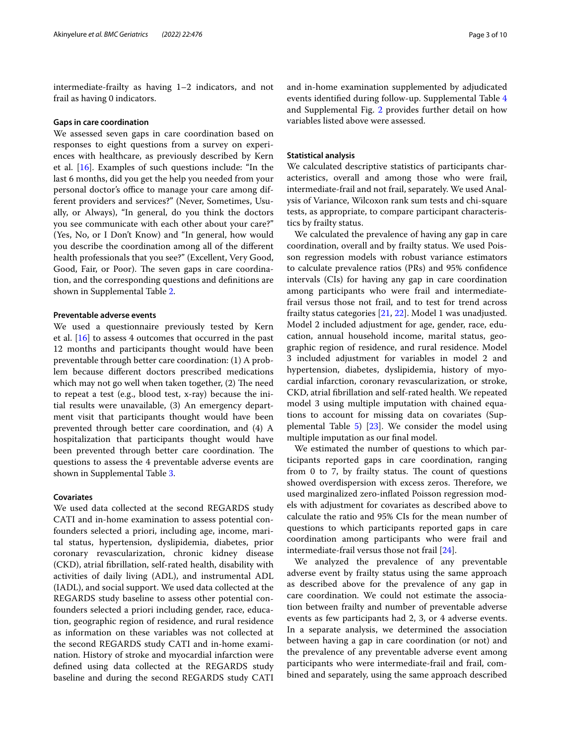intermediate-frailty as having 1–2 indicators, and not frail as having 0 indicators.

### Gaps in care coordination

We assessed seven gaps in care coordination based on responses to eight questions from a survey on experiences with healthcare, as previously described by Kern et al. [16]. Examples of such questions include: "In the last 6 months, did you get the help you needed from your personal doctor's office to manage your care among different providers and services?" (Never, Sometimes, Usually, or Always), "In general, do you think the doctors you see communicate with each other about your care?" (Yes, No, or I Don't Know) and "In general, how would you describe the coordination among all of the different health professionals that you see?" (Excellent, Very Good, Good, Fair, or Poor). The seven gaps in care coordination, and the corresponding questions and definitions are shown in Supplemental Table 2.

### Preventable adverse events

We used a questionnaire previously tested by Kern et al. [16] to assess 4 outcomes that occurred in the past 12 months and participants thought would have been preventable through better care coordination: (1) A problem because different doctors prescribed medications which may not go well when taken together, (2) The need to repeat a test (e.g., blood test, x-ray) because the initial results were unavailable, (3) An emergency department visit that participants thought would have been prevented through better care coordination, and (4) A hospitalization that participants thought would have been prevented through better care coordination. The questions to assess the 4 preventable adverse events are shown in Supplemental Table 3.

### Covariates

We used data collected at the second REGARDS study CATI and in-home examination to assess potential confounders selected a priori, including age, income, marital status, hypertension, dyslipidemia, diabetes, prior coronary revascularization, chronic kidney disease (CKD), atrial fibrillation, self-rated health, disability with activities of daily living (ADL), and instrumental ADL (IADL), and social support. We used data collected at the REGARDS study baseline to assess other potential confounders selected a priori including gender, race, education, geographic region of residence, and rural residence as information on these variables was not collected at the second REGARDS study CATI and in-home examination. History of stroke and myocardial infarction were defined using data collected at the REGARDS study baseline and during the second REGARDS study CATI and in-home examination supplemented by adjudicated events identified during follow-up. Supplemental Table 4 and Supplemental Fig. 2 provides further detail on how variables listed above were assessed.

### Statistical analysis

We calculated descriptive statistics of participants characteristics, overall and among those who were frail, intermediate-frail and not frail, separately. We used Analysis of Variance, Wilcoxon rank sum tests and chi-square tests, as appropriate, to compare participant characteristics by frailty status.

We calculated the prevalence of having any gap in care coordination, overall and by frailty status. We used Poisson regression models with robust variance estimators to calculate prevalence ratios (PRs) and 95% confidence intervals (CIs) for having any gap in care coordination among participants who were frail and intermediate-frail versus those not frail, and to test for trend across frailty status categories [21, 22]. Model 1 was unadjusted. Model 2 included adjustment for age, gender, race, education, annual household income, marital status, geographic region of residence, and rural residence. Model 3 included adjustment for variables in model 2 and hypertension, diabetes, dyslipidemia, history of myocardial infarction, coronary revascularization, or stroke, CKD, atrial fibrillation and self-rated health. We repeated model 3 using multiple imputation with chained equations to account for missing data on covariates (Supplemental Table 5) [23]. We consider the model using multiple imputation as our final model.

We estimated the number of questions to which participants reported gaps in care coordination, ranging from 0 to 7, by frailty status. The count of questions showed overdispersion with excess zeros. Therefore, we used marginalized zero-inflated Poisson regression models with adjustment for covariates as described above to calculate the ratio and 95% CIs for the mean number of questions to which participants reported gaps in care coordination among participants who were frail and intermediate-frail versus those not frail [24].

We analyzed the prevalence of any preventable adverse event by frailty status using the same approach as described above for the prevalence of any gap in care coordination. We could not estimate the association between frailty and number of preventable adverse events as few participants had 2, 3, or 4 adverse events. In a separate analysis, we determined the association between having a gap in care coordination (or not) and the prevalence of any preventable adverse event among participants who were intermediate-frail and frail, combined and separately, using the same approach described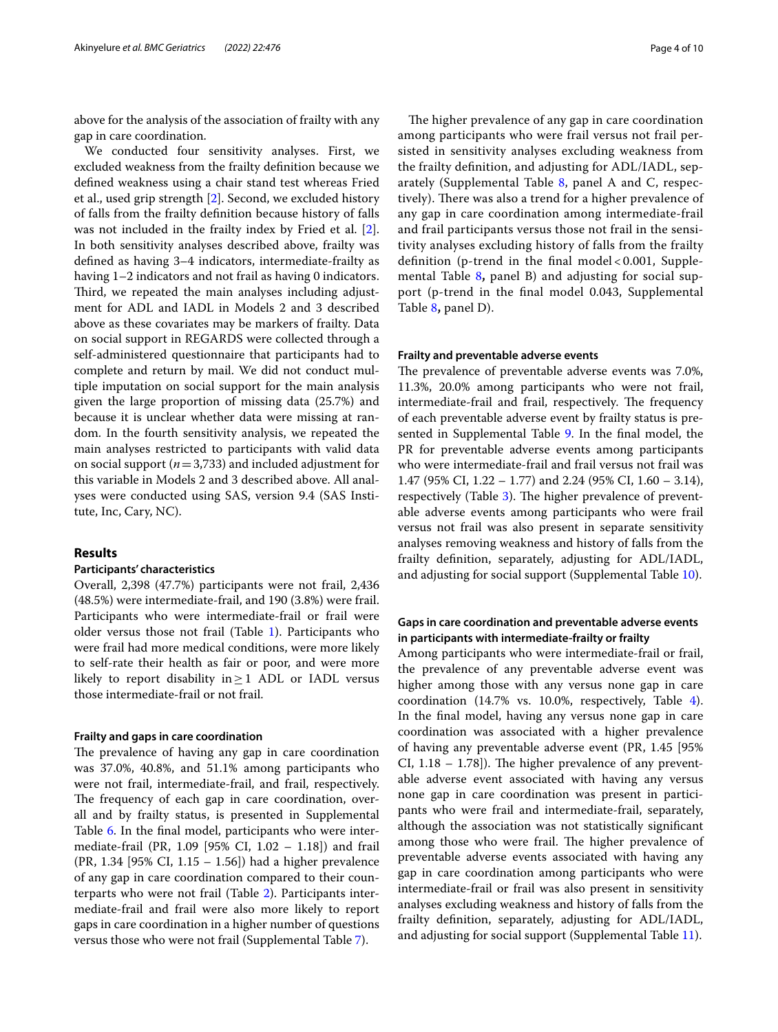above for the analysis of the association of frailty with any gap in care coordination.

We conducted four sensitivity analyses. First, we excluded weakness from the frailty definition because we defined weakness using a chair stand test whereas Fried et al., used grip strength [2]. Second, we excluded history of falls from the frailty definition because history of falls was not included in the frailty index by Fried et al. [2]. In both sensitivity analyses described above, frailty was defined as having 3–4 indicators, intermediate-frailty as having 1–2 indicators and not frail as having 0 indicators. Third, we repeated the main analyses including adjustment for ADL and IADL in Models 2 and 3 described above as these covariates may be markers of frailty. Data on social support in REGARDS were collected through a self-administered questionnaire that participants had to complete and return by mail. We did not conduct multiple imputation on social support for the main analysis given the large proportion of missing data (25.7%) and because it is unclear whether data were missing at random. In the fourth sensitivity analysis, we repeated the main analyses restricted to participants with valid data on social support ($n = 3{,}733$) and included adjustment for this variable in Models 2 and 3 described above. All analyses were conducted using SAS, version 9.4 (SAS Institute, Inc, Cary, NC).

## Results

### Participants' characteristics

Overall, 2,398 (47.7%) participants were not frail, 2,436 (48.5%) were intermediate-frail, and 190 (3.8%) were frail. Participants who were intermediate-frail or frail were older versus those not frail (Table 1). Participants who were frail had more medical conditions, were more likely to self-rate their health as fair or poor, and were more likely to report disability in $\geq 1$ ADL or IADL versus those intermediate-frail or not frail.

### Frailty and gaps in care coordination

The prevalence of having any gap in care coordination was 37.0%, 40.8%, and 51.1% among participants who were not frail, intermediate-frail, and frail, respectively. The frequency of each gap in care coordination, overall and by frailty status, is presented in Supplemental Table 6. In the final model, participants who were intermediate-frail (PR, 1.09 [95% CI, 1.02 – 1.18]) and frail (PR, 1.34 [95% CI, 1.15 – 1.56]) had a higher prevalence of any gap in care coordination compared to their counterparts who were not frail (Table 2). Participants intermediate-frail and frail were also more likely to report gaps in care coordination in a higher number of questions versus those who were not frail (Supplemental Table 7).

The higher prevalence of any gap in care coordination among participants who were frail versus not frail persisted in sensitivity analyses excluding weakness from the frailty definition, and adjusting for ADL/IADL, separately (Supplemental Table 8, panel A and C, respectively). There was also a trend for a higher prevalence of any gap in care coordination among intermediate-frail and frail participants versus those not frail in the sensitivity analyses excluding history of falls from the frailty definition (p-trend in the final model $< 0.001$, Supplemental Table 8**,** panel B) and adjusting for social support (p-trend in the final model 0.043, Supplemental Table 8**,** panel D).

### Frailty and preventable adverse events

The prevalence of preventable adverse events was 7.0%, 11.3%, 20.0% among participants who were not frail, intermediate-frail and frail, respectively. The frequency of each preventable adverse event by frailty status is presented in Supplemental Table 9. In the final model, the PR for preventable adverse events among participants who were intermediate-frail and frail versus not frail was 1.47 (95% CI, 1.22 – 1.77) and 2.24 (95% CI, 1.60 – 3.14), respectively (Table 3). The higher prevalence of preventable adverse events among participants who were frail versus not frail was also present in separate sensitivity analyses removing weakness and history of falls from the frailty definition, separately, adjusting for ADL/IADL, and adjusting for social support (Supplemental Table 10).

### Gaps in care coordination and preventable adverse events in participants with intermediate-frailty or frailty

Among participants who were intermediate-frail or frail, the prevalence of any preventable adverse event was higher among those with any versus none gap in care coordination (14.7% vs. 10.0%, respectively, Table 4). In the final model, having any versus none gap in care coordination was associated with a higher prevalence of having any preventable adverse event (PR, 1.45 [95% CI, 1.18 – 1.78]). The higher prevalence of any preventable adverse event associated with having any versus none gap in care coordination was present in participants who were frail and intermediate-frail, separately, although the association was not statistically significant among those who were frail. The higher prevalence of preventable adverse events associated with having any gap in care coordination among participants who were intermediate-frail or frail was also present in sensitivity analyses excluding weakness and history of falls from the frailty definition, separately, adjusting for ADL/IADL, and adjusting for social support (Supplemental Table 11).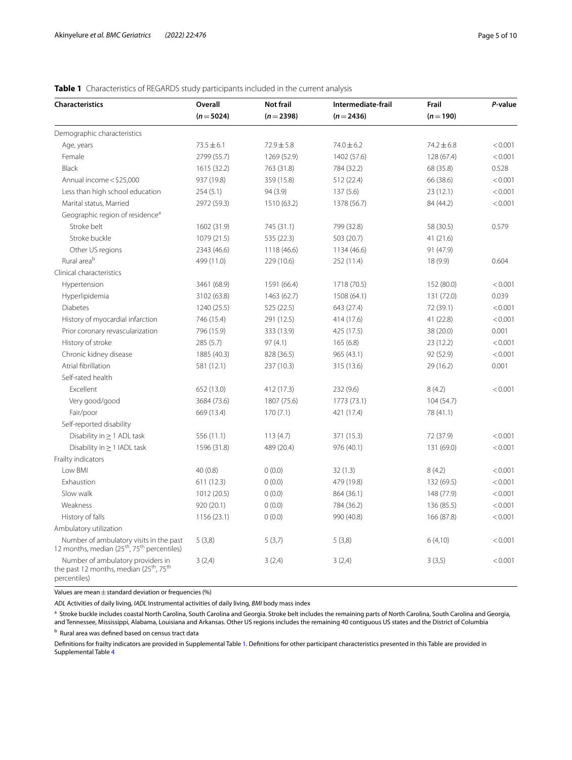**Table 1** Characteristics of REGARDS study participants included in the current analysis

| Characteristics | Overall ($n = 5024$) | Not frail ($n = 2398$) | Intermediate-frail ($n = 2436$) | Frail ($n = 190$) | *P*-value |
|---|---|---|---|---|---|
| Demographic characteristics | | | | | |
| Age, years | 73.5 ± 6.1 | 72.9 ± 5.8 | 74.0 ± 6.2 | 74.2 ± 6.8 | < 0.001 |
| Female | 2799 (55.7) | 1269 (52.9) | 1402 (57.6) | 128 (67.4) | < 0.001 |
| Black | 1615 (32.2) | 763 (31.8) | 784 (32.2) | 68 (35.8) | 0.528 |
| Annual income < $25,000 | 937 (19.8) | 359 (15.8) | 512 (22.4) | 66 (38.6) | < 0.001 |
| Less than high school education | 254 (5.1) | 94 (3.9) | 137 (5.6) | 23 (12.1) | < 0.001 |
| Marital status, Married | 2972 (59.3) | 1510 (63.2) | 1378 (56.7) | 84 (44.2) | < 0.001 |
| Geographic region of residence[a] | | | | | |
| Stroke belt | 1602 (31.9) | 745 (31.1) | 799 (32.8) | 58 (30.5) | 0.579 |
| Stroke buckle | 1079 (21.5) | 535 (22.3) | 503 (20.7) | 41 (21.6) | |
| Other US regions | 2343 (46.6) | 1118 (46.6) | 1134 (46.6) | 91 (47.9) | |
| Rural area[b] | 499 (11.0) | 229 (10.6) | 252 (11.4) | 18 (9.9) | 0.604 |
| Clinical characteristics | | | | | |
| Hypertension | 3461 (68.9) | 1591 (66.4) | 1718 (70.5) | 152 (80.0) | < 0.001 |
| Hyperlipidemia | 3102 (63.8) | 1463 (62.7) | 1508 (64.1) | 131 (72.0) | 0.039 |
| Diabetes | 1240 (25.5) | 525 (22.5) | 643 (27.4) | 72 (39.1) | < 0.001 |
| History of myocardial infarction | 746 (15.4) | 291 (12.5) | 414 (17.6) | 41 (22.8) | < 0.001 |
| Prior coronary revascularization | 796 (15.9) | 333 (13.9) | 425 (17.5) | 38 (20.0) | 0.001 |
| History of stroke | 285 (5.7) | 97 (4.1) | 165 (6.8) | 23 (12.2) | < 0.001 |
| Chronic kidney disease | 1885 (40.3) | 828 (36.5) | 965 (43.1) | 92 (52.9) | < 0.001 |
| Atrial fibrillation | 581 (12.1) | 237 (10.3) | 315 (13.6) | 29 (16.2) | 0.001 |
| Self-rated health | | | | | |
| Excellent | 652 (13.0) | 412 (17.3) | 232 (9.6) | 8 (4.2) | < 0.001 |
| Very good/good | 3684 (73.6) | 1807 (75.6) | 1773 (73.1) | 104 (54.7) | |
| Fair/poor | 669 (13.4) | 170 (7.1) | 421 (17.4) | 78 (41.1) | |
| Self-reported disability | | | | | |
| Disability in ≥ 1 ADL task | 556 (11.1) | 113 (4.7) | 371 (15.3) | 72 (37.9) | < 0.001 |
| Disability in ≥ 1 IADL task | 1596 (31.8) | 489 (20.4) | 976 (40.1) | 131 (69.0) | < 0.001 |
| Frailty indicators | | | | | |
| Low BMI | 40 (0.8) | 0 (0.0) | 32 (1.3) | 8 (4.2) | < 0.001 |
| Exhaustion | 611 (12.3) | 0 (0.0) | 479 (19.8) | 132 (69.5) | < 0.001 |
| Slow walk | 1012 (20.5) | 0 (0.0) | 864 (36.1) | 148 (77.9) | < 0.001 |
| Weakness | 920 (20.1) | 0 (0.0) | 784 (36.2) | 136 (85.5) | < 0.001 |
| History of falls | 1156 (23.1) | 0 (0.0) | 990 (40.8) | 166 (87.8) | < 0.001 |
| Ambulatory utilization | | | | | |
| Number of ambulatory visits in the past 12 months, median ($25^{th}$, $75^{th}$ percentiles) | 5 (3,8) | 5 (3,7) | 5 (3,8) | 6 (4,10) | < 0.001 |
| Number of ambulatory providers in the past 12 months, median ($25^{th}$, $75^{th}$ percentiles) | 3 (2,4) | 3 (2,4) | 3 (2,4) | 3 (3,5) | < 0.001 |

Values are mean ± standard deviation or frequencies (%)

*ADL* Activities of daily living, *IADL* Instrumental activities of daily living, *BMI* body mass index

[a] Stroke buckle includes coastal North Carolina, South Carolina and Georgia. Stroke belt includes the remaining parts of North Carolina, South Carolina and Georgia, and Tennessee, Mississippi, Alabama, Louisiana and Arkansas. Other US regions includes the remaining 40 contiguous US states and the District of Columbia

[b] Rural area was defined based on census tract data

Definitions for frailty indicators are provided in Supplemental Table 1. Definitions for other participant characteristics presented in this Table are provided in Supplemental Table 4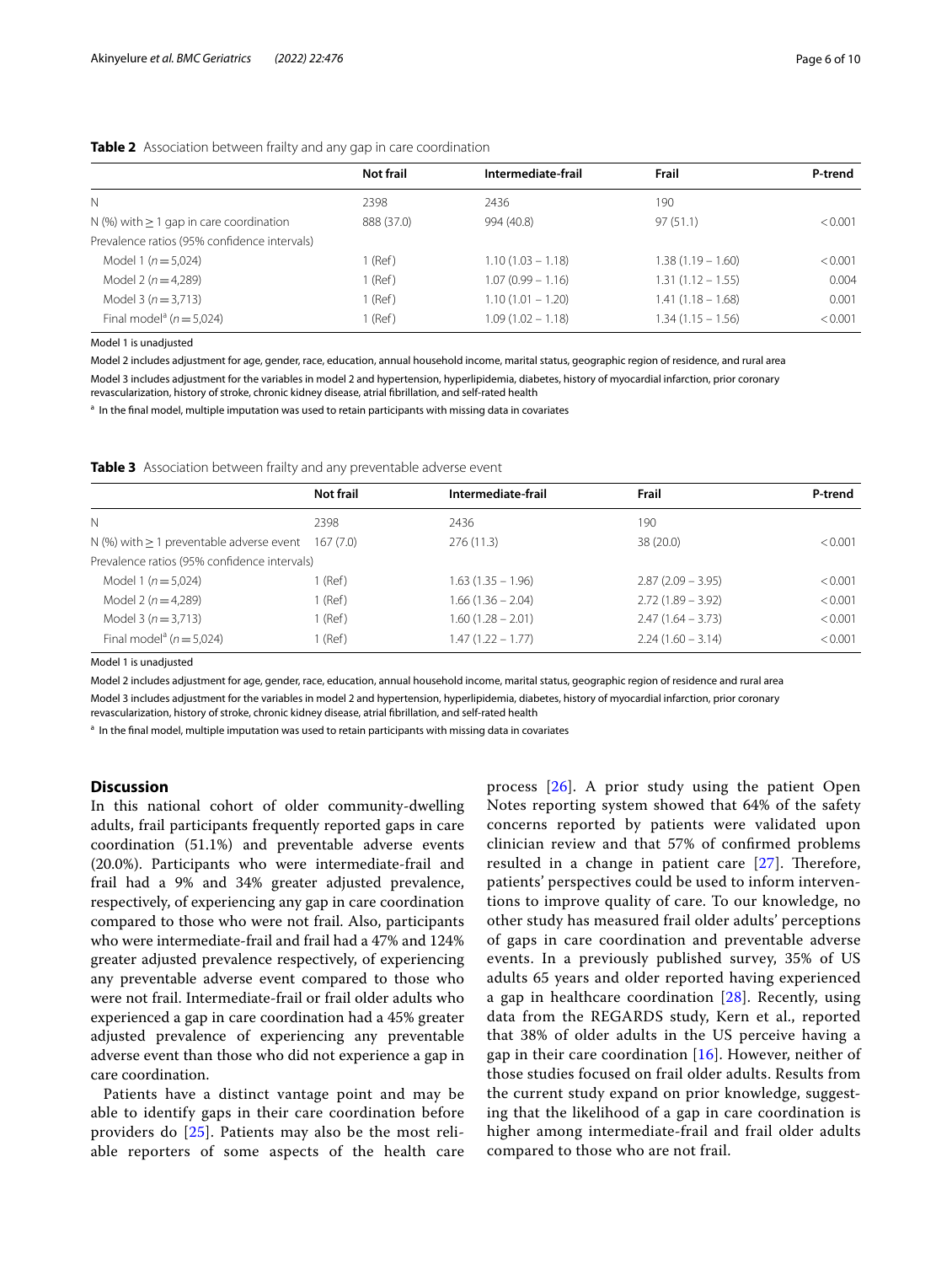**Table 2** Association between frailty and any gap in care coordination

| | Not frail | Intermediate-frail | Frail | P-trend |
|---|---|---|---|---|
| N | 2398 | 2436 | 190 | |
| N (%) with ≥ 1 gap in care coordination | 888 (37.0) | 994 (40.8) | 97 (51.1) | < 0.001 |
| Prevalence ratios (95% confidence intervals) | | | | |
| Model 1 ($n = 5{,}024$) | 1 (Ref) | 1.10 (1.03 – 1.18) | 1.38 (1.19 – 1.60) | < 0.001 |
| Model 2 ($n = 4{,}289$) | 1 (Ref) | 1.07 (0.99 – 1.16) | 1.31 (1.12 – 1.55) | 0.004 |
| Model 3 ($n = 3{,}713$) | 1 (Ref) | 1.10 (1.01 – 1.20) | 1.41 (1.18 – 1.68) | 0.001 |
| Final model[a] ($n = 5{,}024$) | 1 (Ref) | 1.09 (1.02 – 1.18) | 1.34 (1.15 – 1.56) | < 0.001 |

Model 1 is unadjusted

Model 2 includes adjustment for age, gender, race, education, annual household income, marital status, geographic region of residence and rural area

Model 3 includes adjustment for the variables in model 2 and hypertension, hyperlipidemia, diabetes, history of myocardial infarction, prior coronary revascularization, history of stroke, chronic kidney disease, atrial fibrillation, and self-rated health

[a] In the final model, multiple imputation was used to retain participants with missing data in covariates

**Table 3** Association between frailty and any preventable adverse event

| | Not frail | Intermediate-frail | Frail | P-trend |
|---|---|---|---|---|
| N | 2398 | 2436 | 190 | |
| N (%) with ≥ 1 preventable adverse event | 167 (7.0) | 276 (11.3) | 38 (20.0) | < 0.001 |
| Prevalence ratios (95% confidence intervals) | | | | |
| Model 1 ($n = 5{,}024$) | 1 (Ref) | 1.63 (1.35 – 1.96) | 2.87 (2.09 – 3.95) | < 0.001 |
| Model 2 ($n = 4{,}289$) | 1 (Ref) | 1.66 (1.36 – 2.04) | 2.72 (1.89 – 3.92) | < 0.001 |
| Model 3 ($n = 3{,}713$) | 1 (Ref) | 1.60 (1.28 – 2.01) | 2.47 (1.64 – 3.73) | < 0.001 |
| Final model[a] ($n = 5{,}024$) | 1 (Ref) | 1.47 (1.22 – 1.77) | 2.24 (1.60 – 3.14) | < 0.001 |

Model 1 is unadjusted

Model 2 includes adjustment for age, gender, race, education, annual household income, marital status, geographic region of residence and rural area

Model 3 includes adjustment for the variables in model 2 and hypertension, hyperlipidemia, diabetes, history of myocardial infarction, prior coronary revascularization, history of stroke, chronic kidney disease, atrial fibrillation, and self-rated health

[a] In the final model, multiple imputation was used to retain participants with missing data in covariates

## Discussion

In this national cohort of older community-dwelling adults, frail participants frequently reported gaps in care coordination (51.1%) and preventable adverse events (20.0%). Participants who were intermediate-frail and frail had a 9% and 34% greater adjusted prevalence, respectively, of experiencing any gap in care coordination compared to those who were not frail. Also, participants who were intermediate-frail and frail had a 47% and 124% greater adjusted prevalence respectively, of experiencing any preventable adverse event compared to those who were not frail. Intermediate-frail or frail older adults who experienced a gap in care coordination had a 45% greater adjusted prevalence of experiencing any preventable adverse event than those who did not experience a gap in care coordination.

Patients have a distinct vantage point and may be able to identify gaps in their care coordination before providers do [25]. Patients may also be the most reliable reporters of some aspects of the health care process [26]. A prior study using the patient Open Notes reporting system showed that 64% of the safety concerns reported by patients were validated upon clinician review and that 57% of confirmed problems resulted in a change in patient care [27]. Therefore, patients' perspectives could be used to inform interventions to improve quality of care. To our knowledge, no other study has measured frail older adults' perceptions of gaps in care coordination and preventable adverse events. In a previously published survey, 35% of US adults 65 years and older reported having experienced a gap in healthcare coordination [28]. Recently, using data from the REGARDS study, Kern et al., reported that 38% of older adults in the US perceive having a gap in their care coordination [16]. However, neither of those studies focused on frail older adults. Results from the current study expand on prior knowledge, suggesting that the likelihood of a gap in care coordination is higher among intermediate-frail and frail older adults compared to those who are not frail.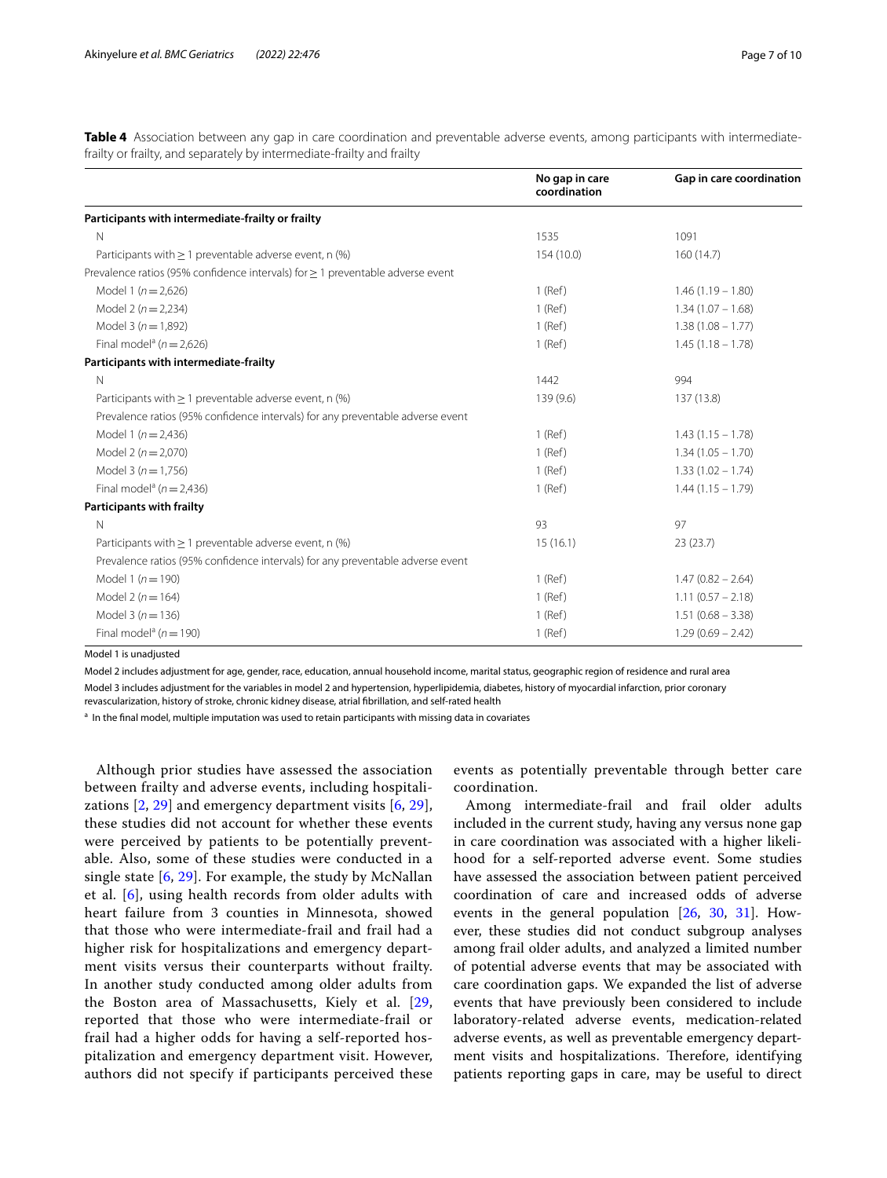**Table 4** Association between any gap in care coordination and preventable adverse events, among participants with intermediate-frailty or frailty, and separately by intermediate-frailty and frailty

| | No gap in care coordination | Gap in care coordination |
|---|---|---|
| **Participants with intermediate-frailty or frailty** | | |
| N | 1535 | 1091 |
| Participants with ≥ 1 preventable adverse event, n (%) | 154 (10.0) | 160 (14.7) |
| Prevalence ratios (95% confidence intervals) for ≥ 1 preventable adverse event | | |
| Model 1 ($n = 2{,}626$) | 1 (Ref) | 1.46 (1.19 – 1.80) |
| Model 2 ($n = 2{,}234$) | 1 (Ref) | 1.34 (1.07 – 1.68) |
| Model 3 ($n = 1{,}892$) | 1 (Ref) | 1.38 (1.08 – 1.77) |
| Final model[a] ($n = 2{,}626$) | 1 (Ref) | 1.45 (1.18 – 1.78) |
| **Participants with intermediate-frailty** | | |
| N | 1442 | 994 |
| Participants with ≥ 1 preventable adverse event, n (%) | 139 (9.6) | 137 (13.8) |
| Prevalence ratios (95% confidence intervals) for any preventable adverse event | | |
| Model 1 ($n = 2{,}436$) | 1 (Ref) | 1.43 (1.15 – 1.78) |
| Model 2 ($n = 2{,}070$) | 1 (Ref) | 1.34 (1.05 – 1.70) |
| Model 3 ($n = 1{,}756$) | 1 (Ref) | 1.33 (1.02 – 1.74) |
| Final model[a] ($n = 2{,}436$) | 1 (Ref) | 1.44 (1.15 – 1.79) |
| **Participants with frailty** | | |
| N | 93 | 97 |
| Participants with ≥ 1 preventable adverse event, n (%) | 15 (16.1) | 23 (23.7) |
| Prevalence ratios (95% confidence intervals) for any preventable adverse event | | |
| Model 1 ($n = 190$) | 1 (Ref) | 1.47 (0.82 – 2.64) |
| Model 2 ($n = 164$) | 1 (Ref) | 1.11 (0.57 – 2.18) |
| Model 3 ($n = 136$) | 1 (Ref) | 1.51 (0.68 – 3.38) |
| Final model[a] ($n = 190$) | 1 (Ref) | 1.29 (0.69 – 2.42) |

Model 1 is unadjusted

Model 2 includes adjustment for age, gender, race, education, annual household income, marital status, geographic region of residence and rural area

Model 3 includes adjustment for the variables in model 2 and hypertension, hyperlipidemia, diabetes, history of myocardial infarction, prior coronary revascularization, history of stroke, chronic kidney disease, atrial fibrillation, and self-rated health

[a] In the final model, multiple imputation was used to retain participants with missing data in covariates

Although prior studies have assessed the association between frailty and adverse events, including hospitalizations [2, 29] and emergency department visits [6, 29], these studies did not account for whether these events were perceived by patients to be potentially preventable. Also, some of these studies were conducted in a single state [6, 29]. For example, the study by McNallan et al. [6], using health records from older adults with heart failure from 3 counties in Minnesota, showed that those who were intermediate-frail and frail had a higher risk for hospitalizations and emergency department visits versus their counterparts without frailty. In another study conducted among older adults from the Boston area of Massachusetts, Kiely et al. [29], reported that those who were intermediate-frail or frail had a higher odds for having a self-reported hospitalization and emergency department visit. However, authors did not specify if participants perceived these events as potentially preventable through better care coordination.

Among intermediate-frail and frail older adults included in the current study, having any versus none gap in care coordination was associated with a higher likelihood for a self-reported adverse event. Some studies have assessed the association between patient perceived coordination of care and increased odds of adverse events in the general population [26, 30, 31]. However, these studies did not conduct subgroup analyses among frail older adults, and analyzed a limited number of potential adverse events that may be associated with care coordination gaps. We expanded the list of adverse events that have previously been considered to include laboratory-related adverse events, medication-related adverse events, as well as preventable emergency department visits and hospitalizations. Therefore, identifying patients reporting gaps in care, may be useful to direct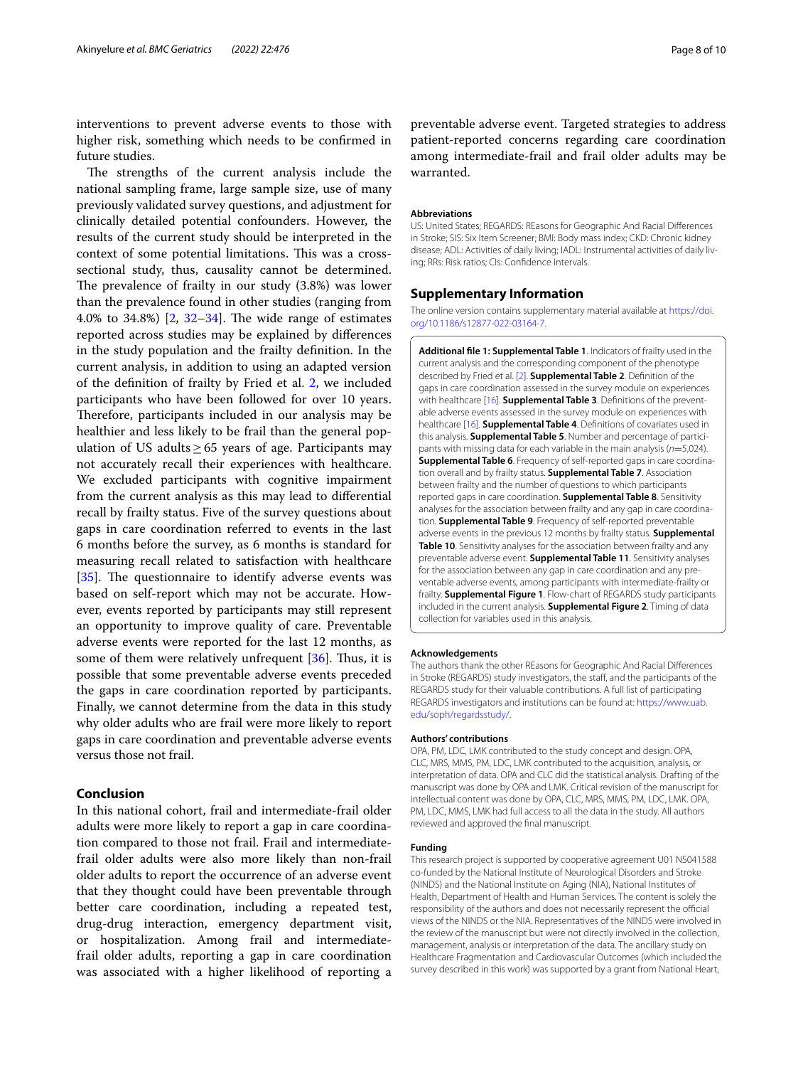interventions to prevent adverse events to those with higher risk, something which needs to be confirmed in future studies.

The strengths of the current analysis include the national sampling frame, large sample size, use of many previously validated survey questions, and adjustment for clinically detailed potential confounders. However, the results of the current study should be interpreted in the context of some potential limitations. This was a cross-sectional study, thus, causality cannot be determined. The prevalence of frailty in our study (3.8%) was lower than the prevalence found in other studies (ranging from 4.0% to 34.8%) [2, 32–34]. The wide range of estimates reported across studies may be explained by differences in the study population and the frailty definition. In the current analysis, in addition to using an adapted version of the definition of frailty by Fried et al. 2, we included participants who have been followed for over 10 years. Therefore, participants included in our analysis may be healthier and less likely to be frail than the general population of US adults ≥ 65 years of age. Participants may not accurately recall their experiences with healthcare. We excluded participants with cognitive impairment from the current analysis as this may lead to differential recall by frailty status. Five of the survey questions about gaps in care coordination referred to events in the last 6 months before the survey, as 6 months is standard for measuring recall related to satisfaction with healthcare [35]. The questionnaire to identify adverse events was based on self-report which may not be accurate. However, events reported by participants may still represent an opportunity to improve quality of care. Preventable adverse events were reported for the last 12 months, as some of them were relatively unfrequent [36]. Thus, it is possible that some preventable adverse events preceded the gaps in care coordination reported by participants. Finally, we cannot determine from the data in this study why older adults who are frail were more likely to report gaps in care coordination and preventable adverse events versus those not frail.

## Conclusion

In this national cohort, frail and intermediate-frail older adults were more likely to report a gap in care coordination compared to those not frail. Frail and intermediate-frail older adults were also more likely than non-frail older adults to report the occurrence of an adverse event that they thought could have been preventable through better care coordination, including a repeated test, drug-drug interaction, emergency department visit, or hospitalization. Among frail and intermediate-frail older adults, reporting a gap in care coordination was associated with a higher likelihood of reporting a preventable adverse event. Targeted strategies to address patient-reported concerns regarding care coordination among intermediate-frail and frail older adults may be warranted.

### Abbreviations

US: United States; REGARDS: REasons for Geographic And Racial Differences in Stroke; SIS: Six Item Screener; BMI: Body mass index; CKD: Chronic kidney disease; ADL: Activities of daily living; IADL: Instrumental activities of daily living; RRs: Risk ratios; CIs: Confidence intervals.

## Supplementary Information

The online version contains supplementary material available at https://doi.org/10.1186/s12877-022-03164-7.

**Additional file 1: Supplemental Table 1**. Indicators of frailty used in the current analysis and the corresponding component of the phenotype described by Fried et al. [2]. **Supplemental Table 2**. Definition of the gaps in care coordination assessed in the survey module on experiences with healthcare [16]. **Supplemental Table 3**. Definitions of the preventable adverse events assessed in the survey module on experiences with healthcare [16]. **Supplemental Table 4**. Definitions of covariates used in this analysis. **Supplemental Table 5**. Number and percentage of participants with missing data for each variable in the main analysis ($n$=5,024). **Supplemental Table 6**. Frequency of self-reported gaps in care coordination overall and by frailty status. **Supplemental Table 7**. Association between frailty and the number of questions to which participants reported gaps in care coordination. **Supplemental Table 8**. Sensitivity analyses for the association between frailty and any gap in care coordination. **Supplemental Table 9**. Frequency of self-reported preventable adverse events in the previous 12 months by frailty status. **Supplemental Table 10**. Sensitivity analyses for the association between frailty and any preventable adverse event. **Supplemental Table 11**. Sensitivity analyses for the association between any gap in care coordination and any preventable adverse events, among participants with intermediate-frailty or frailty. **Supplemental Figure 1**. Flow-chart of REGARDS study participants included in the current analysis. **Supplemental Figure 2**. Timing of data collection for variables used in this analysis.

### Acknowledgements

The authors thank the other REasons for Geographic And Racial Differences in Stroke (REGARDS) study investigators, the staff, and the participants of the REGARDS study for their valuable contributions. A full list of participating REGARDS investigators and institutions can be found at: https://www.uab.edu/soph/regardsstudy/.

### Authors' contributions

OPA, PM, LDC, LMK contributed to the study concept and design. OPA, CLC, MRS, MMS, PM, LDC, LMK contributed to the acquisition, analysis, or interpretation of data. OPA and CLC did the statistical analysis. Drafting of the manuscript was done by OPA and LMK. Critical revision of the manuscript for intellectual content was done by OPA, CLC, MRS, MMS, PM, LDC, LMK. OPA, PM, LDC, MMS, LMK had full access to all the data in the study. All authors reviewed and approved the final manuscript.

### Funding

This research project is supported by cooperative agreement U01 NS041588 co-funded by the National Institute of Neurological Disorders and Stroke (NINDS) and the National Institute on Aging (NIA), National Institutes of Health, Department of Health and Human Services. The content is solely the responsibility of the authors and does not necessarily represent the official views of the NINDS or the NIA. Representatives of the NINDS were involved in the review of the manuscript but were not directly involved in the collection, management, analysis or interpretation of the data. The ancillary study on Healthcare Fragmentation and Cardiovascular Outcomes (which included the survey described in this work) was supported by a grant from National Heart,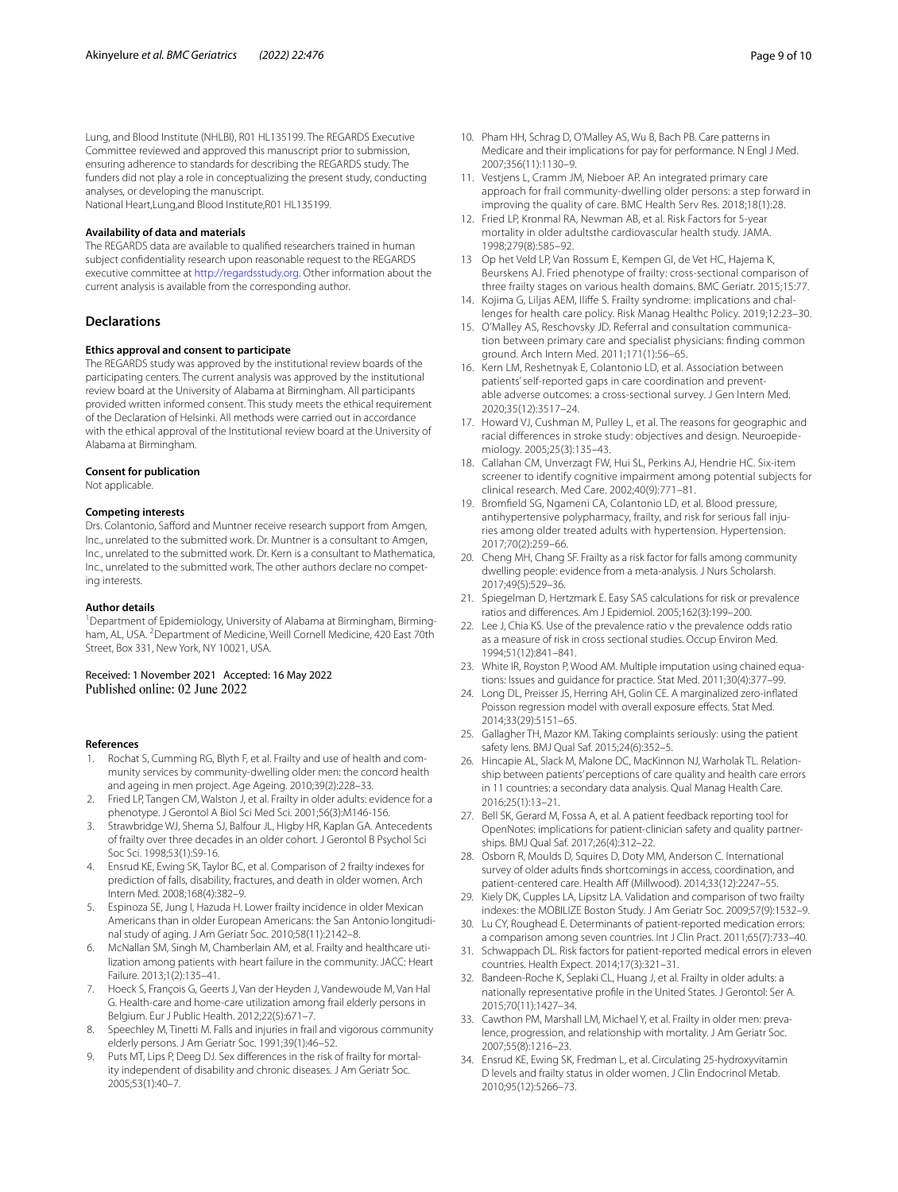Lung, and Blood Institute (NHLBI), R01 HL135199. The REGARDS Executive Committee reviewed and approved this manuscript prior to submission, ensuring adherence to standards for describing the REGARDS study. The funders did not play a role in conceptualizing the present study, conducting analyses, or developing the manuscript.
National Heart,Lung,and Blood Institute,R01 HL135199.

#### Availability of data and materials

The REGARDS data are available to qualified researchers trained in human subject confidentiality research upon reasonable request to the REGARDS executive committee at http://regardsstudy.org. Other information about the current analysis is available from the corresponding author.

## Declarations

#### Ethics approval and consent to participate

The REGARDS study was approved by the institutional review boards of the participating centers. The current analysis was approved by the institutional review board at the University of Alabama at Birmingham. All participants provided written informed consent. This study meets the ethical requirement of the Declaration of Helsinki. All methods were carried out in accordance with the ethical approval of the Institutional review board at the University of Alabama at Birmingham.

#### Consent for publication

Not applicable.

#### Competing interests

Drs. Colantonio, Safford and Muntner receive research support from Amgen, Inc., unrelated to the submitted work. Dr. Muntner is a consultant to Amgen, Inc., unrelated to the submitted work. Dr. Kern is a consultant to Mathematica, Inc., unrelated to the submitted work. The other authors declare no competing interests.

#### Author details

[1]Department of Epidemiology, University of Alabama at Birmingham, Birmingham, AL, USA. [2]Department of Medicine, Weill Cornell Medicine, 420 East 70th Street, Box 331, New York, NY 10021, USA.

Received: 1 November 2021 Accepted: 16 May 2022
Published online: 02 June 2022

#### References

1. Rochat S, Cumming RG, Blyth F, et al. Frailty and use of health and community services by community-dwelling older men: the concord health and ageing in men project. Age Ageing. 2010;39(2):228–33.
2. Fried LP, Tangen CM, Walston J, et al. Frailty in older adults: evidence for a phenotype. J Gerontol A Biol Sci Med Sci. 2001;56(3):M146-156.
3. Strawbridge WJ, Shema SJ, Balfour JL, Higby HR, Kaplan GA. Antecedents of frailty over three decades in an older cohort. J Gerontol B Psychol Sci Soc Sci. 1998;53(1):S9-16.
4. Ensrud KE, Ewing SK, Taylor BC, et al. Comparison of 2 frailty indexes for prediction of falls, disability, fractures, and death in older women. Arch Intern Med. 2008;168(4):382–9.
5. Espinoza SE, Jung I, Hazuda H. Lower frailty incidence in older Mexican Americans than in older European Americans: the San Antonio longitudinal study of aging. J Am Geriatr Soc. 2010;58(11):2142–8.
6. McNallan SM, Singh M, Chamberlain AM, et al. Frailty and healthcare utilization among patients with heart failure in the community. JACC: Heart Failure. 2013;1(2):135–41.
7. Hoeck S, François G, Geerts J, Van der Heyden J, Vandewoude M, Van Hal G. Health-care and home-care utilization among frail elderly persons in Belgium. Eur J Public Health. 2012;22(5):671–7.
8. Speechley M, Tinetti M. Falls and injuries in frail and vigorous community elderly persons. J Am Geriatr Soc. 1991;39(1):46–52.
9. Puts MT, Lips P, Deeg DJ. Sex differences in the risk of frailty for mortality independent of disability and chronic diseases. J Am Geriatr Soc. 2005;53(1):40–7.
10. Pham HH, Schrag D, O'Malley AS, Wu B, Bach PB. Care patterns in Medicare and their implications for pay for performance. N Engl J Med. 2007;356(11):1130–9.
11. Vestjens L, Cramm JM, Nieboer AP. An integrated primary care approach for frail community-dwelling older persons: a step forward in improving the quality of care. BMC Health Serv Res. 2018;18(1):28.
12. Fried LP, Kronmal RA, Newman AB, et al. Risk Factors for 5-year mortality in older adultsthe cardiovascular health study. JAMA. 1998;279(8):585–92.
13. Op het Veld LP, Van Rossum E, Kempen GI, de Vet HC, Hajema K, Beurskens AJ. Fried phenotype of frailty: cross-sectional comparison of three frailty stages on various health domains. BMC Geriatr. 2015;15:77.
14. Kojima G, Liljas AEM, Iliffe S. Frailty syndrome: implications and challenges for health care policy. Risk Manag Healthc Policy. 2019;12:23–30.
15. O'Malley AS, Reschovsky JD. Referral and consultation communication between primary care and specialist physicians: finding common ground. Arch Intern Med. 2011;171(1):56–65.
16. Kern LM, Reshetnyak E, Colantonio LD, et al. Association between patients' self-reported gaps in care coordination and preventable adverse outcomes: a cross-sectional survey. J Gen Intern Med. 2020;35(12):3517–24.
17. Howard VJ, Cushman M, Pulley L, et al. The reasons for geographic and racial differences in stroke study: objectives and design. Neuroepidemiology. 2005;25(3):135–43.
18. Callahan CM, Unverzagt FW, Hui SL, Perkins AJ, Hendrie HC. Six-item screener to identify cognitive impairment among potential subjects for clinical research. Med Care. 2002;40(9):771–81.
19. Bromfield SG, Ngameni CA, Colantonio LD, et al. Blood pressure, antihypertensive polypharmacy, frailty, and risk for serious fall injuries among older treated adults with hypertension. Hypertension. 2017;70(2):259–66.
20. Cheng MH, Chang SF. Frailty as a risk factor for falls among community dwelling people: evidence from a meta-analysis. J Nurs Scholarsh. 2017;49(5):529–36.
21. Spiegelman D, Hertzmark E. Easy SAS calculations for risk or prevalence ratios and differences. Am J Epidemiol. 2005;162(3):199–200.
22. Lee J, Chia KS. Use of the prevalence ratio v the prevalence odds ratio as a measure of risk in cross sectional studies. Occup Environ Med. 1994;51(12):841–841.
23. White IR, Royston P, Wood AM. Multiple imputation using chained equations: Issues and guidance for practice. Stat Med. 2011;30(4):377–99.
24. Long DL, Preisser JS, Herring AH, Golin CE. A marginalized zero-inflated Poisson regression model with overall exposure effects. Stat Med. 2014;33(29):5151–65.
25. Gallagher TH, Mazor KM. Taking complaints seriously: using the patient safety lens. BMJ Qual Saf. 2015;24(6):352–5.
26. Hincapie AL, Slack M, Malone DC, MacKinnon NJ, Warholak TL. Relationship between patients' perceptions of care quality and health care errors in 11 countries: a secondary data analysis. Qual Manag Health Care. 2016;25(1):13–21.
27. Bell SK, Gerard M, Fossa A, et al. A patient feedback reporting tool for OpenNotes: implications for patient-clinician safety and quality partnerships. BMJ Qual Saf. 2017;26(4):312–22.
28. Osborn R, Moulds D, Squires D, Doty MM, Anderson C. International survey of older adults finds shortcomings in access, coordination, and patient-centered care. Health Aff (Millwood). 2014;33(12):2247–55.
29. Kiely DK, Cupples LA, Lipsitz LA. Validation and comparison of two frailty indexes: the MOBILIZE Boston Study. J Am Geriatr Soc. 2009;57(9):1532–9.
30. Lu CY, Roughead E. Determinants of patient-reported medication errors: a comparison among seven countries. Int J Clin Pract. 2011;65(7):733–40.
31. Schwappach DL. Risk factors for patient-reported medical errors in eleven countries. Health Expect. 2014;17(3):321–31.
32. Bandeen-Roche K, Seplaki CL, Huang J, et al. Frailty in older adults: a nationally representative profile in the United States. J Gerontol: Ser A. 2015;70(11):1427–34.
33. Cawthon PM, Marshall LM, Michael Y, et al. Frailty in older men: prevalence, progression, and relationship with mortality. J Am Geriatr Soc. 2007;55(8):1216–23.
34. Ensrud KE, Ewing SK, Fredman L, et al. Circulating 25-hydroxyvitamin D levels and frailty status in older women. J Clin Endocrinol Metab. 2010;95(12):5266–73.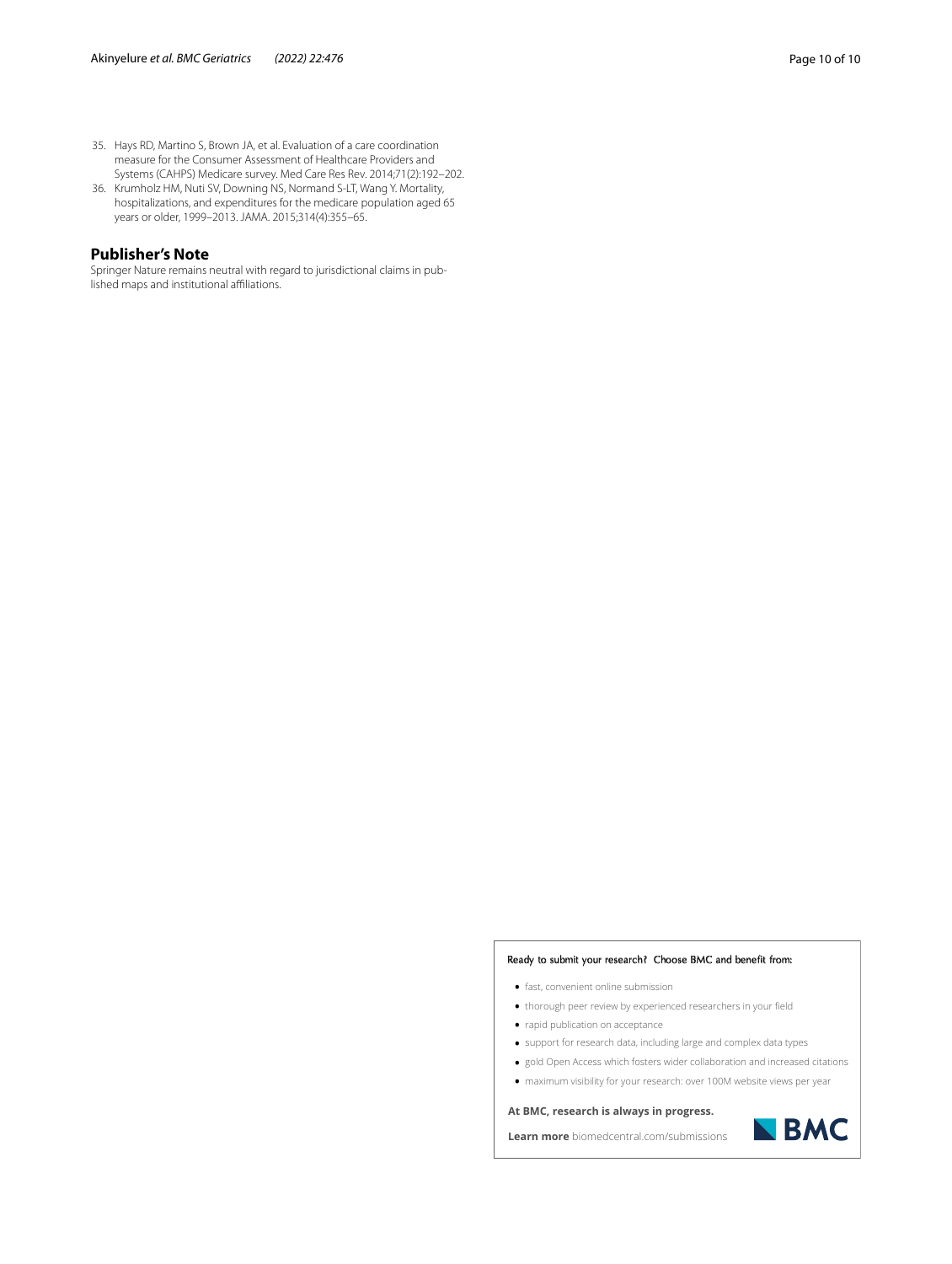35. Hays RD, Martino S, Brown JA, et al. Evaluation of a care coordination measure for the Consumer Assessment of Healthcare Providers and Systems (CAHPS) Medicare survey. Med Care Res Rev. 2014;71(2):192–202.
36. Krumholz HM, Nuti SV, Downing NS, Normand S-LT, Wang Y. Mortality, hospitalizations, and expenditures for the medicare population aged 65 years or older, 1999–2013. JAMA. 2015;314(4):355–65.

## Publisher's Note

Springer Nature remains neutral with regard to jurisdictional claims in published maps and institutional affiliations.

Ready to submit your research? Choose BMC and benefit from:

- fast, convenient online submission
- thorough peer review by experienced researchers in your field
- rapid publication on acceptance
- support for research data, including large and complex data types
- gold Open Access which fosters wider collaboration and increased citations
- maximum visibility for your research: over 100M website views per year

**At BMC, research is always in progress.**

**Learn more** biomedcentral.com/submissions

BMC